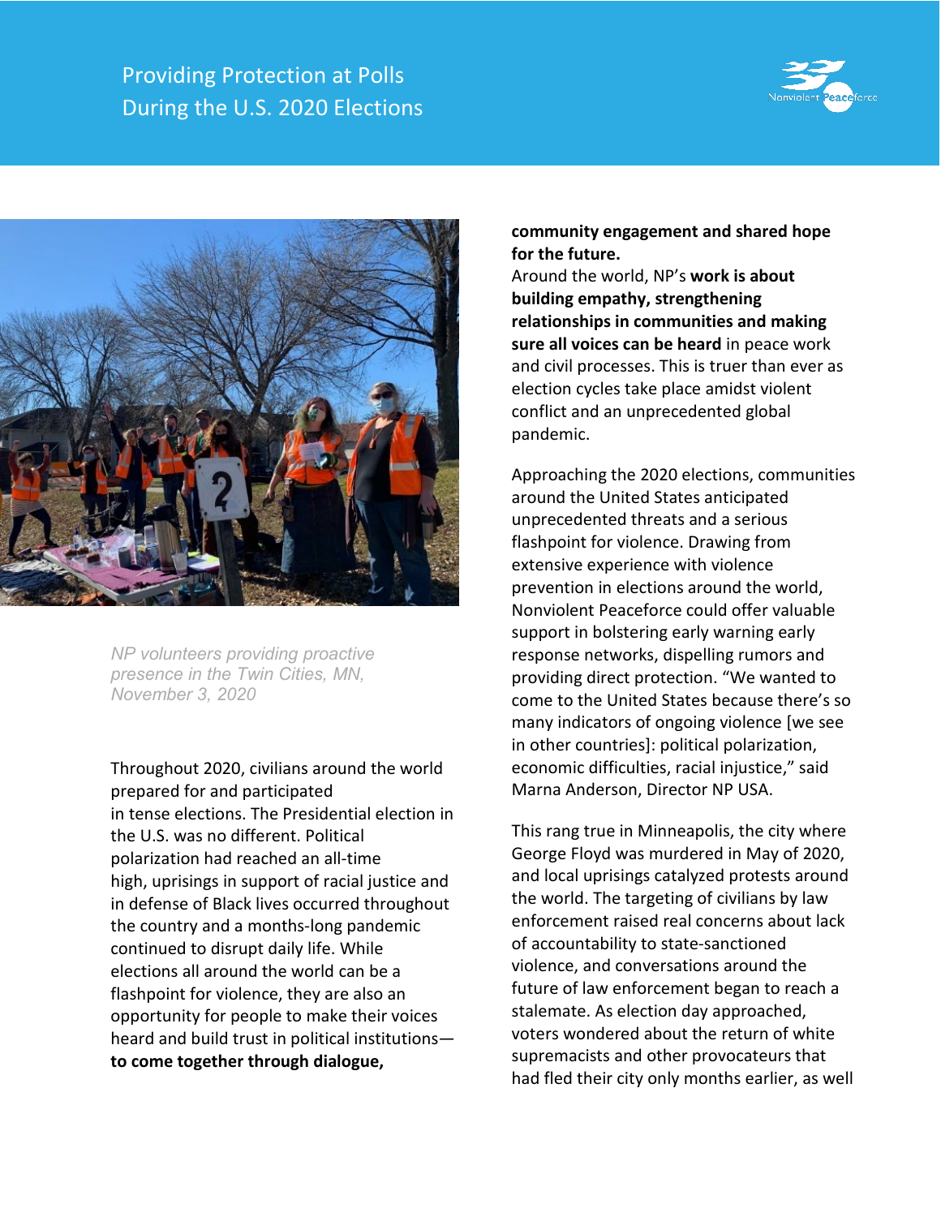# Providing Protection at Polls During the U.S. 2020 Elections

*NP volunteers providing proactive presence in the Twin Cities, MN, November 3, 2020*

Throughout 2020, civilians around the world prepared for and participated in tense elections. The Presidential election in the U.S. was no different. Political polarization had reached an all-time high, uprisings in support of racial justice and in defense of Black lives occurred throughout the country and a months-long pandemic continued to disrupt daily life. While elections all around the world can be a flashpoint for violence, they are also an opportunity for people to make their voices heard and build trust in political institutions—**to come together through dialogue, community engagement and shared hope for the future.**

Around the world, NP's **work is about building empathy, strengthening relationships in communities and making sure all voices can be heard** in peace work and civil processes. This is truer than ever as election cycles take place amidst violent conflict and an unprecedented global pandemic.

Approaching the 2020 elections, communities around the United States anticipated unprecedented threats and a serious flashpoint for violence. Drawing from extensive experience with violence prevention in elections around the world, Nonviolent Peaceforce could offer valuable support in bolstering early warning early response networks, dispelling rumors and providing direct protection. "We wanted to come to the United States because there's so many indicators of ongoing violence [we see in other countries]: political polarization, economic difficulties, racial injustice," said Marna Anderson, Director NP USA.

This rang true in Minneapolis, the city where George Floyd was murdered in May of 2020, and local uprisings catalyzed protests around the world. The targeting of civilians by law enforcement raised real concerns about lack of accountability to state-sanctioned violence, and conversations around the future of law enforcement began to reach a stalemate. As election day approached, voters wondered about the return of white supremacists and other provocateurs that had fled their city only months earlier, as well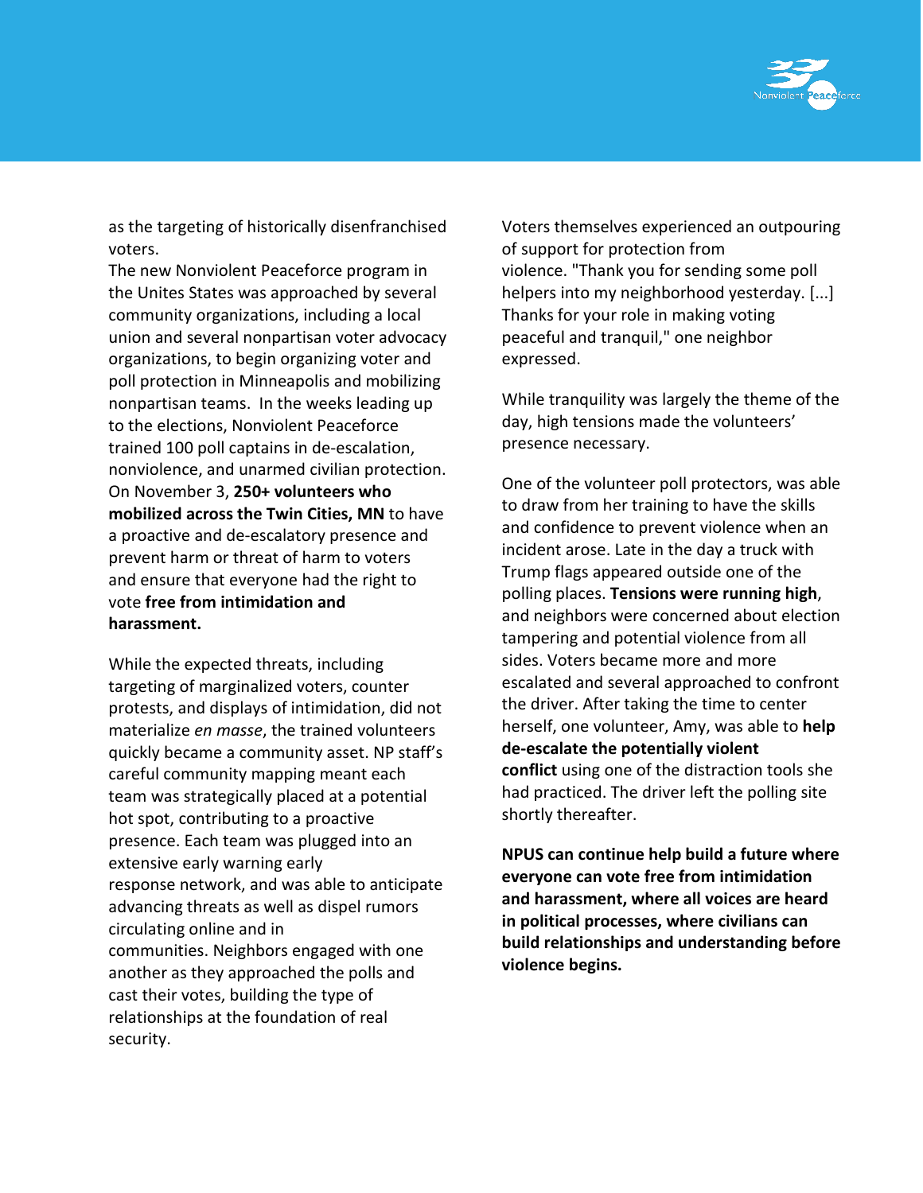as the targeting of historically disenfranchised voters.
The new Nonviolent Peaceforce program in the Unites States was approached by several community organizations, including a local union and several nonpartisan voter advocacy organizations, to begin organizing voter and poll protection in Minneapolis and mobilizing nonpartisan teams. In the weeks leading up to the elections, Nonviolent Peaceforce trained 100 poll captains in de-escalation, nonviolence, and unarmed civilian protection. On November 3, **250+ volunteers who mobilized across the Twin Cities, MN** to have a proactive and de-escalatory presence and prevent harm or threat of harm to voters and ensure that everyone had the right to vote **free from intimidation and harassment.**

While the expected threats, including targeting of marginalized voters, counter protests, and displays of intimidation, did not materialize *en masse*, the trained volunteers quickly became a community asset. NP staff's careful community mapping meant each team was strategically placed at a potential hot spot, contributing to a proactive presence. Each team was plugged into an extensive early warning early response network, and was able to anticipate advancing threats as well as dispel rumors circulating online and in communities. Neighbors engaged with one another as they approached the polls and cast their votes, building the type of relationships at the foundation of real security.

Voters themselves experienced an outpouring of support for protection from violence. "Thank you for sending some poll helpers into my neighborhood yesterday. [...] Thanks for your role in making voting peaceful and tranquil," one neighbor expressed.

While tranquility was largely the theme of the day, high tensions made the volunteers' presence necessary.

One of the volunteer poll protectors, was able to draw from her training to have the skills and confidence to prevent violence when an incident arose. Late in the day a truck with Trump flags appeared outside one of the polling places. **Tensions were running high**, and neighbors were concerned about election tampering and potential violence from all sides. Voters became more and more escalated and several approached to confront the driver. After taking the time to center herself, one volunteer, Amy, was able to **help de-escalate the potentially violent conflict** using one of the distraction tools she had practiced. The driver left the polling site shortly thereafter.

**NPUS can continue help build a future where everyone can vote free from intimidation and harassment, where all voices are heard in political processes, where civilians can build relationships and understanding before violence begins.**